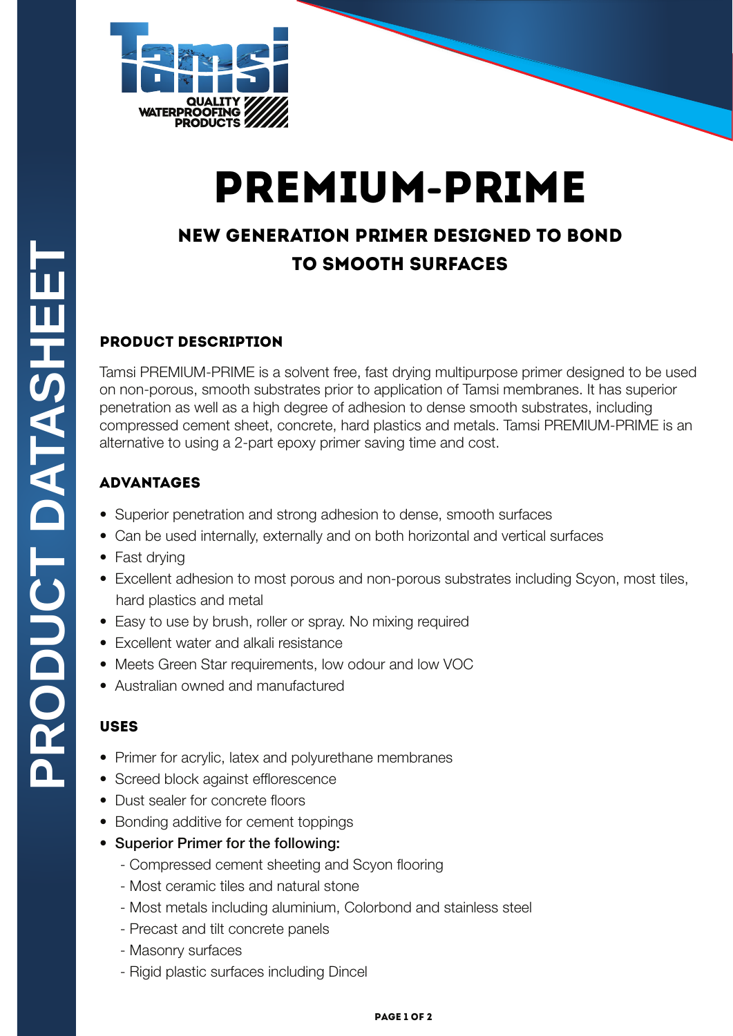# PREMIUM-PRIME

## NEW GENERATION PRIMER DESIGNED TO BOND TO SMOOTH SURFACES

### PRODUCT DESCRIPTION

Tamsi PREMIUM-PRIME is a solvent free, fast drying multipurpose primer designed to be used on non-porous, smooth substrates prior to application of Tamsi membranes. It has superior penetration as well as a high degree of adhesion to dense smooth substrates, including compressed cement sheet, concrete, hard plastics and metals. Tamsi PREMIUM-PRIME is an alternative to using a 2-part epoxy primer saving time and cost.

### ADVANTAGES

- Superior penetration and strong adhesion to dense, smooth surfaces
- Can be used internally, externally and on both horizontal and vertical surfaces
- Fast drying
- Excellent adhesion to most porous and non-porous substrates including Scyon, most tiles, hard plastics and metal
- Easy to use by brush, roller or spray. No mixing required
- Excellent water and alkali resistance
- Meets Green Star requirements, low odour and low VOC
- Australian owned and manufactured

### USES

- Primer for acrylic, latex and polyurethane membranes
- Screed block against efflorescence
- Dust sealer for concrete floors
- Bonding additive for cement toppings
- Superior Primer for the following:
  - Compressed cement sheeting and Scyon flooring
  - Most ceramic tiles and natural stone
  - Most metals including aluminium, Colorbond and stainless steel
  - Precast and tilt concrete panels
  - Masonry surfaces
  - Rigid plastic surfaces including Dincel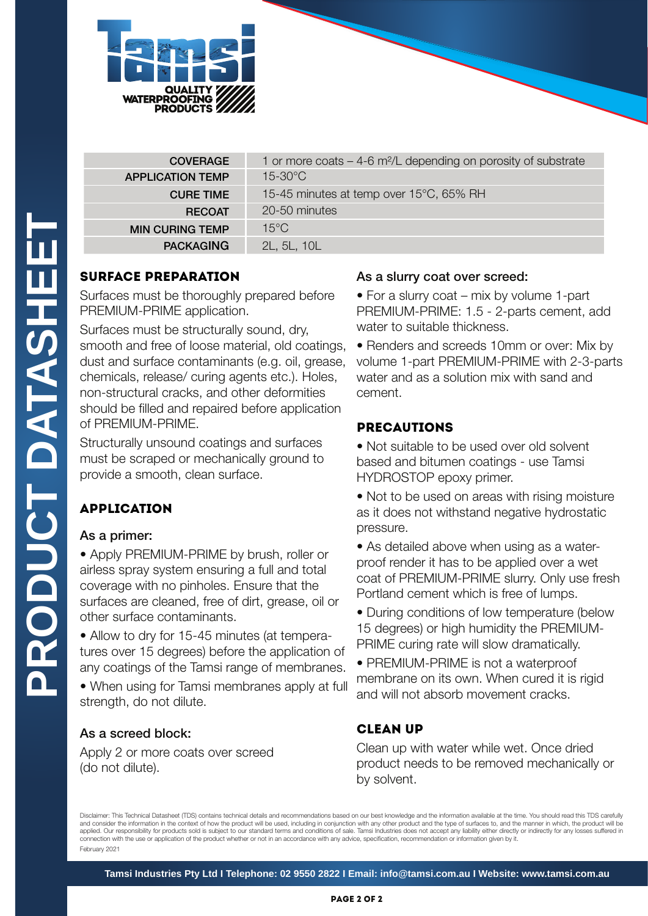| | |
|---|---|
| COVERAGE | 1 or more coats – 4-6 m²/L depending on porosity of substrate |
| APPLICATION TEMP | 15-30°C |
| CURE TIME | 15-45 minutes at temp over 15°C, 65% RH |
| RECOAT | 20-50 minutes |
| MIN CURING TEMP | 15°C |
| PACKAGING | 2L, 5L, 10L |

## SURFACE PREPARATION

Surfaces must be thoroughly prepared before PREMIUM-PRIME application.

Surfaces must be structurally sound, dry, smooth and free of loose material, old coatings, dust and surface contaminants (e.g. oil, grease, chemicals, release/ curing agents etc.). Holes, non-structural cracks, and other deformities should be filled and repaired before application of PREMIUM-PRIME.

Structurally unsound coatings and surfaces must be scraped or mechanically ground to provide a smooth, clean surface.

## APPLICATION

### As a primer:

- Apply PREMIUM-PRIME by brush, roller or airless spray system ensuring a full and total coverage with no pinholes. Ensure that the surfaces are cleaned, free of dirt, grease, oil or other surface contaminants.
- Allow to dry for 15-45 minutes (at temperatures over 15 degrees) before the application of any coatings of the Tamsi range of membranes.
- When using for Tamsi membranes apply at full strength, do not dilute.

### As a screed block:

Apply 2 or more coats over screed (do not dilute).

### As a slurry coat over screed:

- For a slurry coat – mix by volume 1-part PREMIUM-PRIME: 1.5 - 2-parts cement, add water to suitable thickness.
- Renders and screeds 10mm or over: Mix by volume 1-part PREMIUM-PRIME with 2-3-parts water and as a solution mix with sand and cement.

## PRECAUTIONS

- Not suitable to be used over old solvent based and bitumen coatings - use Tamsi HYDROSTOP epoxy primer.
- Not to be used on areas with rising moisture as it does not withstand negative hydrostatic pressure.
- As detailed above when using as a water-proof render it has to be applied over a wet coat of PREMIUM-PRIME slurry. Only use fresh Portland cement which is free of lumps.
- During conditions of low temperature (below 15 degrees) or high humidity the PREMIUM-PRIME curing rate will slow dramatically.
- PREMIUM-PRIME is not a waterproof membrane on its own. When cured it is rigid and will not absorb movement cracks.

## CLEAN UP

Clean up with water while wet. Once dried product needs to be removed mechanically or by solvent.

Disclaimer: This Technical Datasheet (TDS) contains technical details and recommendations based on our best knowledge and the information available at the time. You should read this TDS carefully and consider the information in the context of how the product will be used, including in conjunction with any other product and the type of surfaces to, and the manner in which, the product will be applied. Our responsibility for products sold is subject to our standard terms and conditions of sale. Tamsi Industries does not accept any liability either directly or indirectly for any losses suffered in connection with the use or application of the product whether or not in an accordance with any advice, specification, recommendation or information given by it.

February 2021

**Tamsi Industries Pty Ltd I Telephone: 02 9550 2822 I Email: info@tamsi.com.au I Website: www.tamsi.com.au**